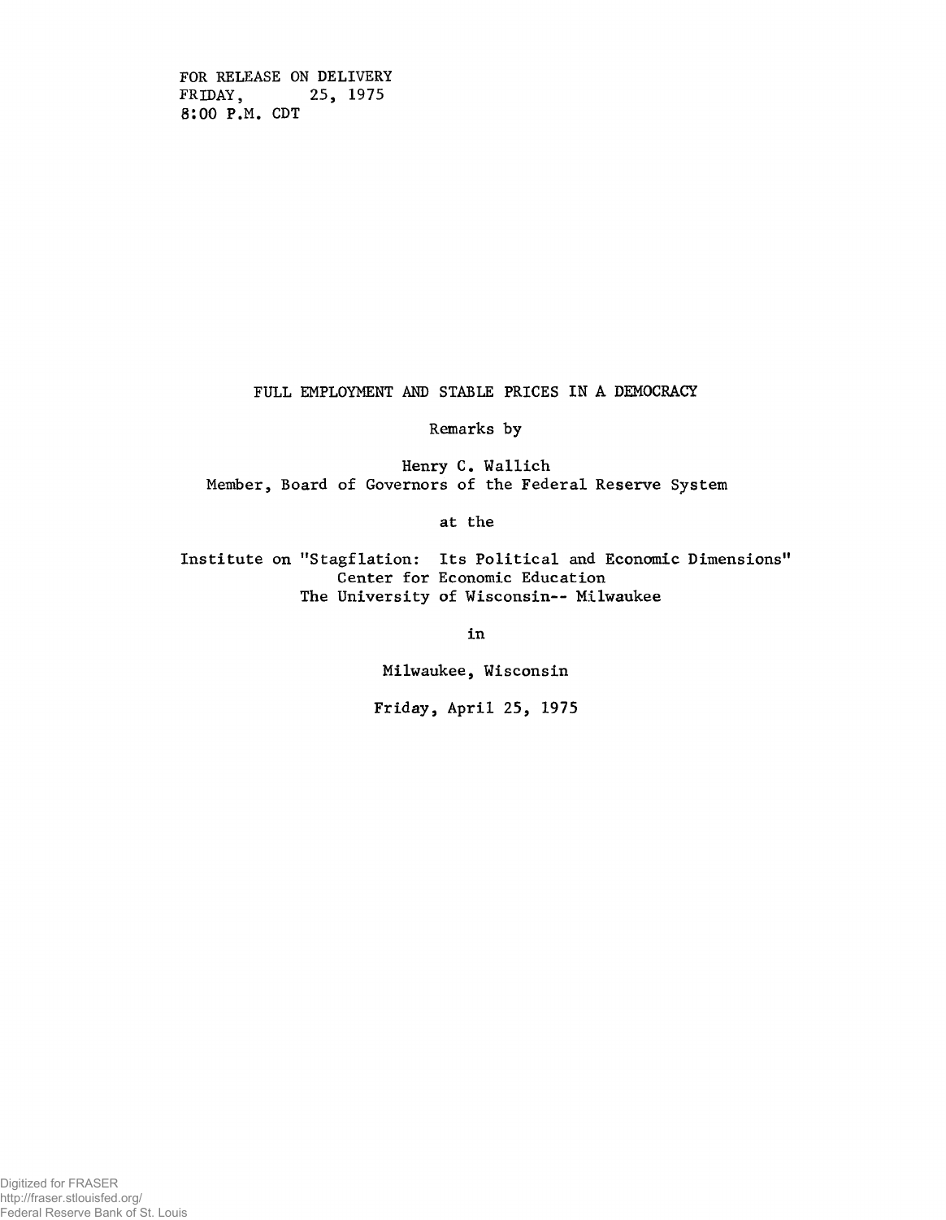FOR RELEASE ON DELIVERY
FRIDAY, 25, 1975
8:00 P.M. CDT

# FULL EMPLOYMENT AND STABLE PRICES IN A DEMOCRACY

Remarks by

Henry C. Wallich
Member, Board of Governors of the Federal Reserve System

at the

Institute on "Stagflation: Its Political and Economic Dimensions"
Center for Economic Education
The University of Wisconsin-- Milwaukee

in

Milwaukee, Wisconsin

Friday, April 25, 1975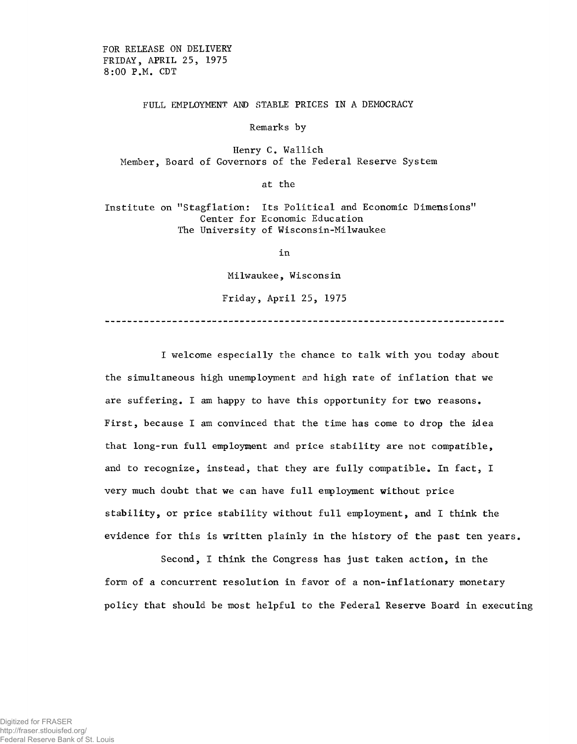FOR RELEASE ON DELIVERY
FRIDAY, APRIL 25, 1975
8:00 P.M. CDT

# FULL EMPLOYMENT AND STABLE PRICES IN A DEMOCRACY

Remarks by

Henry C. Wallich
Member, Board of Governors of the Federal Reserve System

at the

Institute on "Stagflation: Its Political and Economic Dimensions"
Center for Economic Education
The University of Wisconsin-Milwaukee

in

Milwaukee, Wisconsin

Friday, April 25, 1975

---

I welcome especially the chance to talk with you today about the simultaneous high unemployment and high rate of inflation that we are suffering. I am happy to have this opportunity for two reasons. First, because I am convinced that the time has come to drop the idea that long-run full employment and price stability are not compatible, and to recognize, instead, that they are fully compatible. In fact, I very much doubt that we can have full employment without price stability, or price stability without full employment, and I think the evidence for this is written plainly in the history of the past ten years.

Second, I think the Congress has just taken action, in the form of a concurrent resolution in favor of a non-inflationary monetary policy that should be most helpful to the Federal Reserve Board in executing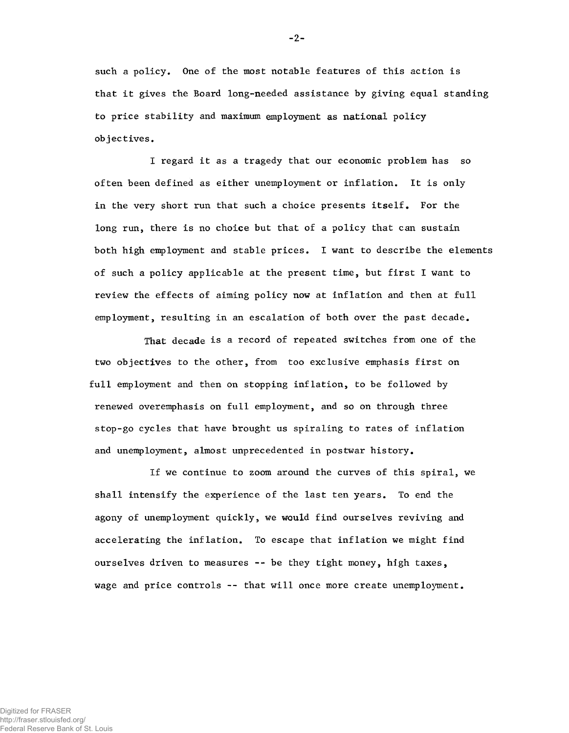such a policy. One of the most notable features of this action is that it gives the Board long-needed assistance by giving equal standing to price stability and maximum employment as national policy objectives.

I regard it as a tragedy that our economic problem has so often been defined as either unemployment or inflation. It is only in the very short run that such a choice presents itself. For the long run, there is no choice but that of a policy that can sustain both high employment and stable prices. I want to describe the elements of such a policy applicable at the present time, but first I want to review the effects of aiming policy now at inflation and then at full employment, resulting in an escalation of both over the past decade.

That decade is a record of repeated switches from one of the two objectives to the other, from too exclusive emphasis first on full employment and then on stopping inflation, to be followed by renewed overemphasis on full employment, and so on through three stop-go cycles that have brought us spiraling to rates of inflation and unemployment, almost unprecedented in postwar history.

If we continue to zoom around the curves of this spiral, we shall intensify the experience of the last ten years. To end the agony of unemployment quickly, we would find ourselves reviving and accelerating the inflation. To escape that inflation we might find ourselves driven to measures -- be they tight money, high taxes, wage and price controls -- that will once more create unemployment.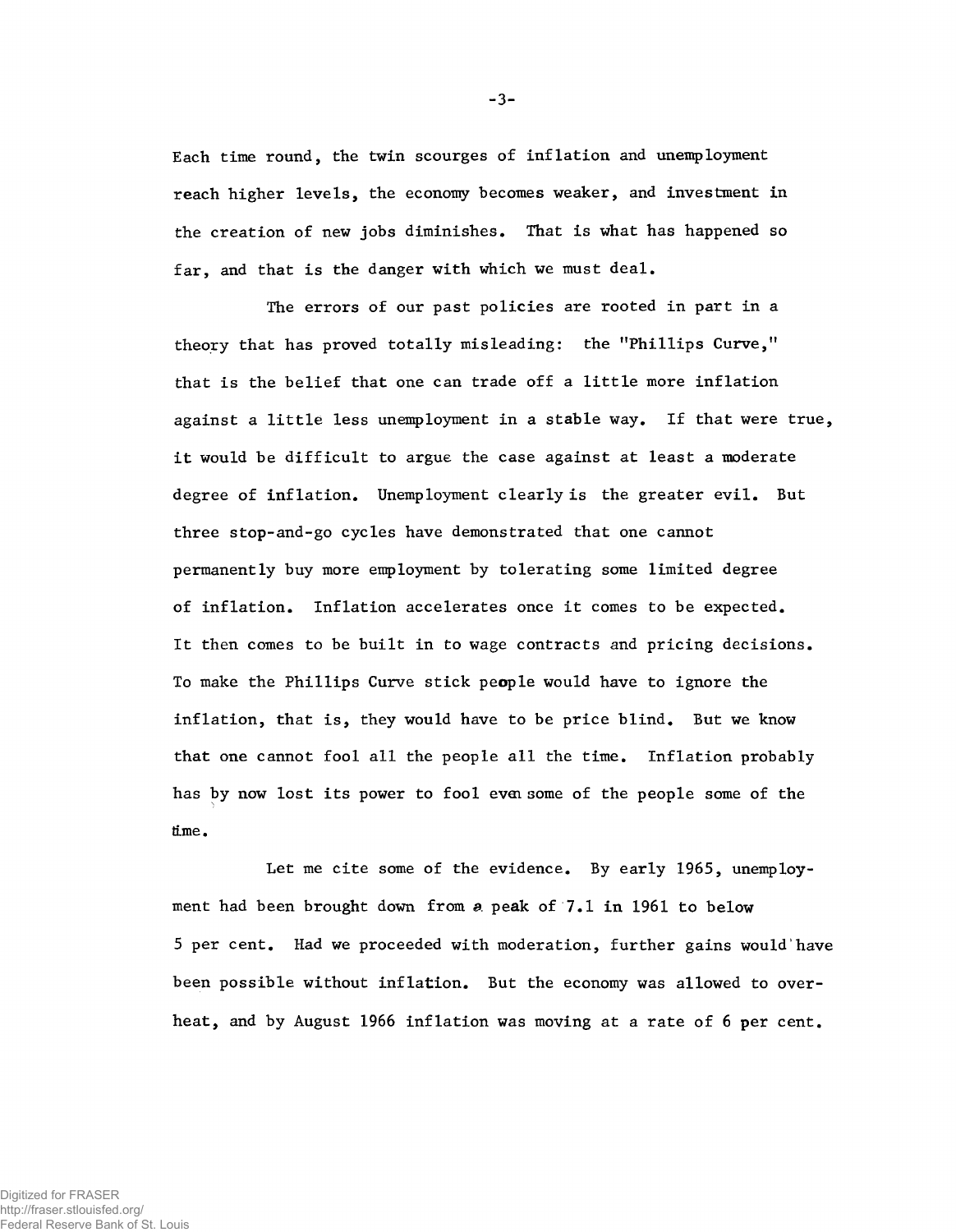Each time round, the twin scourges of inflation and unemployment reach higher levels, the economy becomes weaker, and investment in the creation of new jobs diminishes. That is what has happened so far, and that is the danger with which we must deal.

The errors of our past policies are rooted in part in a theory that has proved totally misleading: the "Phillips Curve," that is the belief that one can trade off a little more inflation against a little less unemployment in a stable way. If that were true, it would be difficult to argue the case against at least a moderate degree of inflation. Unemployment clearly is the greater evil. But three stop-and-go cycles have demonstrated that one cannot permanently buy more employment by tolerating some limited degree of inflation. Inflation accelerates once it comes to be expected. It then comes to be built in to wage contracts and pricing decisions. To make the Phillips Curve stick people would have to ignore the inflation, that is, they would have to be price blind. But we know that one cannot fool all the people all the time. Inflation probably has by now lost its power to fool even some of the people some of the time.

Let me cite some of the evidence. By early 1965, unemployment had been brought down from a peak of 7.1 in 1961 to below 5 per cent. Had we proceeded with moderation, further gains would have been possible without inflation. But the economy was allowed to overheat, and by August 1966 inflation was moving at a rate of 6 per cent.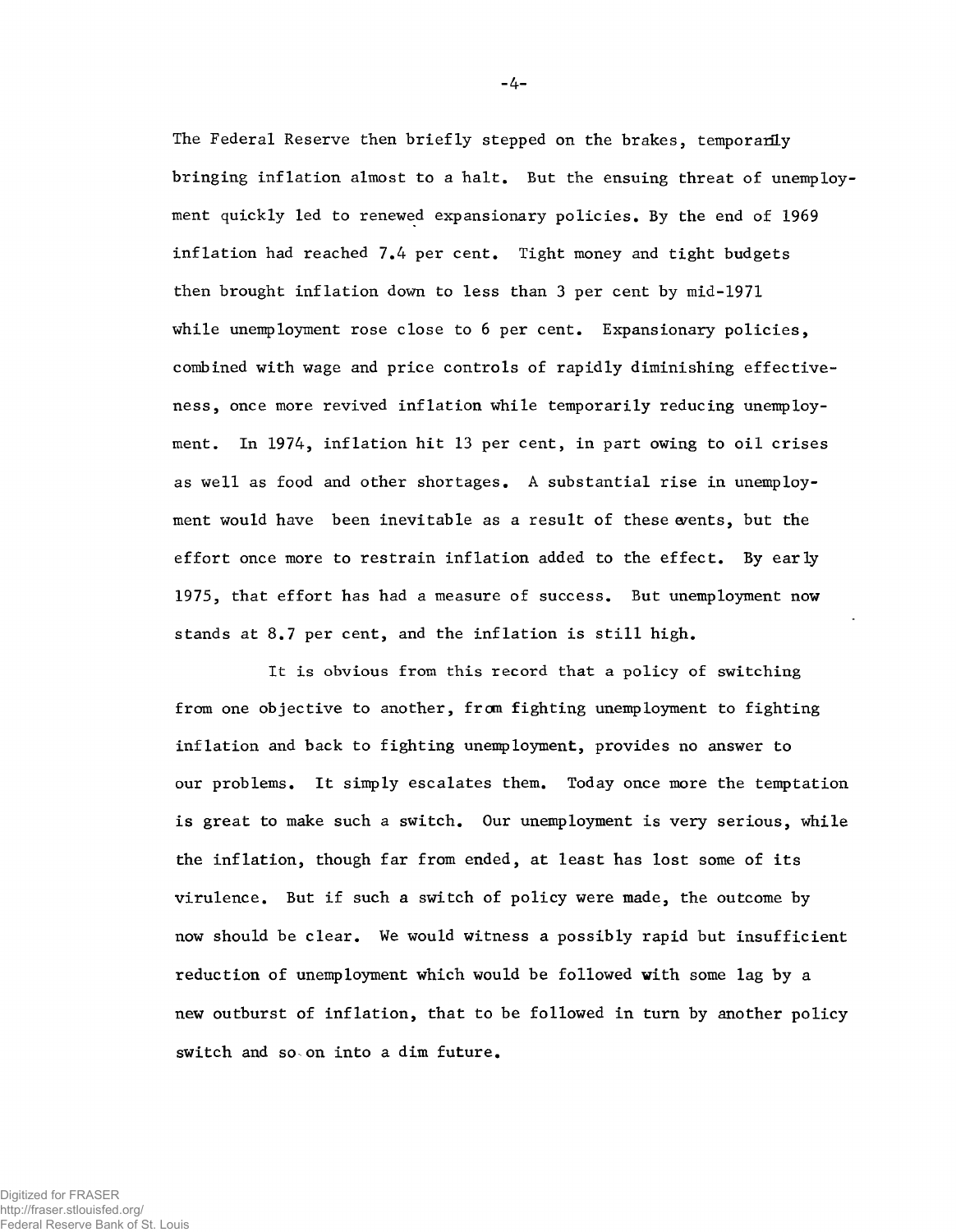The Federal Reserve then briefly stepped on the brakes, temporarily bringing inflation almost to a halt. But the ensuing threat of unemployment quickly led to renewed expansionary policies. By the end of 1969 inflation had reached 7.4 per cent. Tight money and tight budgets then brought inflation down to less than 3 per cent by mid-1971 while unemployment rose close to 6 per cent. Expansionary policies, combined with wage and price controls of rapidly diminishing effectiveness, once more revived inflation while temporarily reducing unemployment. In 1974, inflation hit 13 per cent, in part owing to oil crises as well as food and other shortages. A substantial rise in unemployment would have been inevitable as a result of these events, but the effort once more to restrain inflation added to the effect. By early 1975, that effort has had a measure of success. But unemployment now stands at 8.7 per cent, and the inflation is still high.

It is obvious from this record that a policy of switching from one objective to another, from fighting unemployment to fighting inflation and back to fighting unemployment, provides no answer to our problems. It simply escalates them. Today once more the temptation is great to make such a switch. Our unemployment is very serious, while the inflation, though far from ended, at least has lost some of its virulence. But if such a switch of policy were made, the outcome by now should be clear. We would witness a possibly rapid but insufficient reduction of unemployment which would be followed with some lag by a new outburst of inflation, that to be followed in turn by another policy switch and so on into a dim future.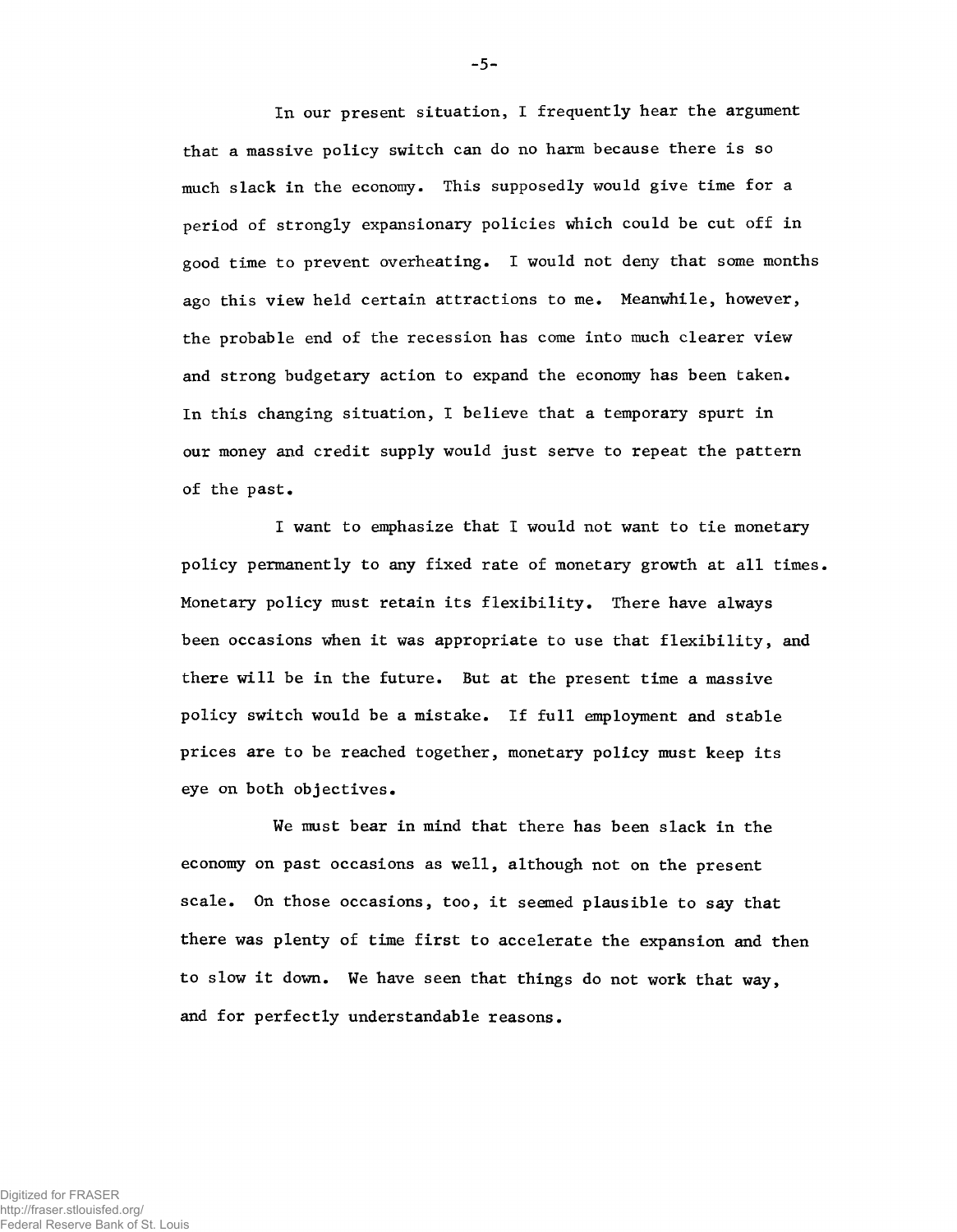In our present situation, I frequently hear the argument that a massive policy switch can do no harm because there is so much slack in the economy. This supposedly would give time for a period of strongly expansionary policies which could be cut off in good time to prevent overheating. I would not deny that some months ago this view held certain attractions to me. Meanwhile, however, the probable end of the recession has come into much clearer view and strong budgetary action to expand the economy has been taken. In this changing situation, I believe that a temporary spurt in our money and credit supply would just serve to repeat the pattern of the past.

I want to emphasize that I would not want to tie monetary policy permanently to any fixed rate of monetary growth at all times. Monetary policy must retain its flexibility. There have always been occasions when it was appropriate to use that flexibility, and there will be in the future. But at the present time a massive policy switch would be a mistake. If full employment and stable prices are to be reached together, monetary policy must keep its eye on both objectives.

We must bear in mind that there has been slack in the economy on past occasions as well, although not on the present scale. On those occasions, too, it seemed plausible to say that there was plenty of time first to accelerate the expansion and then to slow it down. We have seen that things do not work that way, and for perfectly understandable reasons.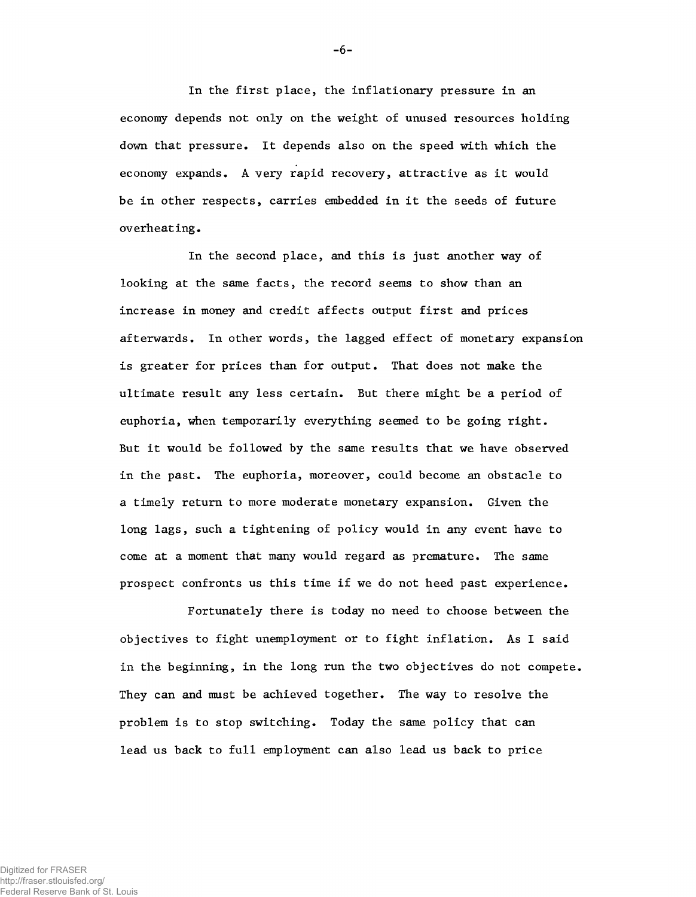In the first place, the inflationary pressure in an economy depends not only on the weight of unused resources holding down that pressure. It depends also on the speed with which the economy expands. A very rapid recovery, attractive as it would be in other respects, carries embedded in it the seeds of future overheating.

In the second place, and this is just another way of looking at the same facts, the record seems to show than an increase in money and credit affects output first and prices afterwards. In other words, the lagged effect of monetary expansion is greater for prices than for output. That does not make the ultimate result any less certain. But there might be a period of euphoria, when temporarily everything seemed to be going right. But it would be followed by the same results that we have observed in the past. The euphoria, moreover, could become an obstacle to a timely return to more moderate monetary expansion. Given the long lags, such a tightening of policy would in any event have to come at a moment that many would regard as premature. The same prospect confronts us this time if we do not heed past experience.

Fortunately there is today no need to choose between the objectives to fight unemployment or to fight inflation. As I said in the beginning, in the long run the two objectives do not compete. They can and must be achieved together. The way to resolve the problem is to stop switching. Today the same policy that can lead us back to full employment can also lead us back to price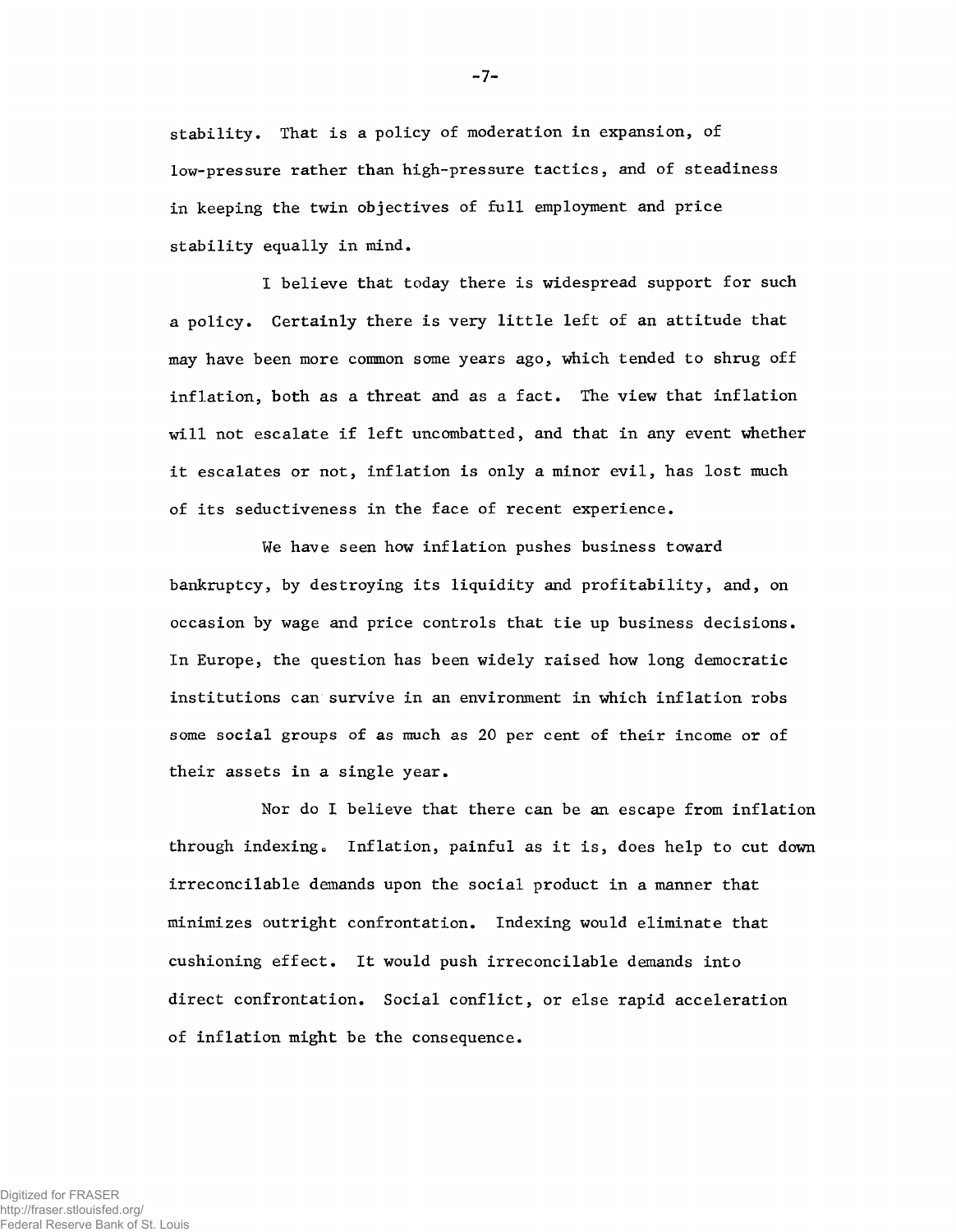stability. That is a policy of moderation in expansion, of low-pressure rather than high-pressure tactics, and of steadiness in keeping the twin objectives of full employment and price stability equally in mind.

I believe that today there is widespread support for such a policy. Certainly there is very little left of an attitude that may have been more common some years ago, which tended to shrug off inflation, both as a threat and as a fact. The view that inflation will not escalate if left uncombatted, and that in any event whether it escalates or not, inflation is only a minor evil, has lost much of its seductiveness in the face of recent experience.

We have seen how inflation pushes business toward bankruptcy, by destroying its liquidity and profitability, and, on occasion by wage and price controls that tie up business decisions. In Europe, the question has been widely raised how long democratic institutions can survive in an environment in which inflation robs some social groups of as much as 20 per cent of their income or of their assets in a single year.

Nor do I believe that there can be an escape from inflation through indexing. Inflation, painful as it is, does help to cut down irreconcilable demands upon the social product in a manner that minimizes outright confrontation. Indexing would eliminate that cushioning effect. It would push irreconcilable demands into direct confrontation. Social conflict, or else rapid acceleration of inflation might be the consequence.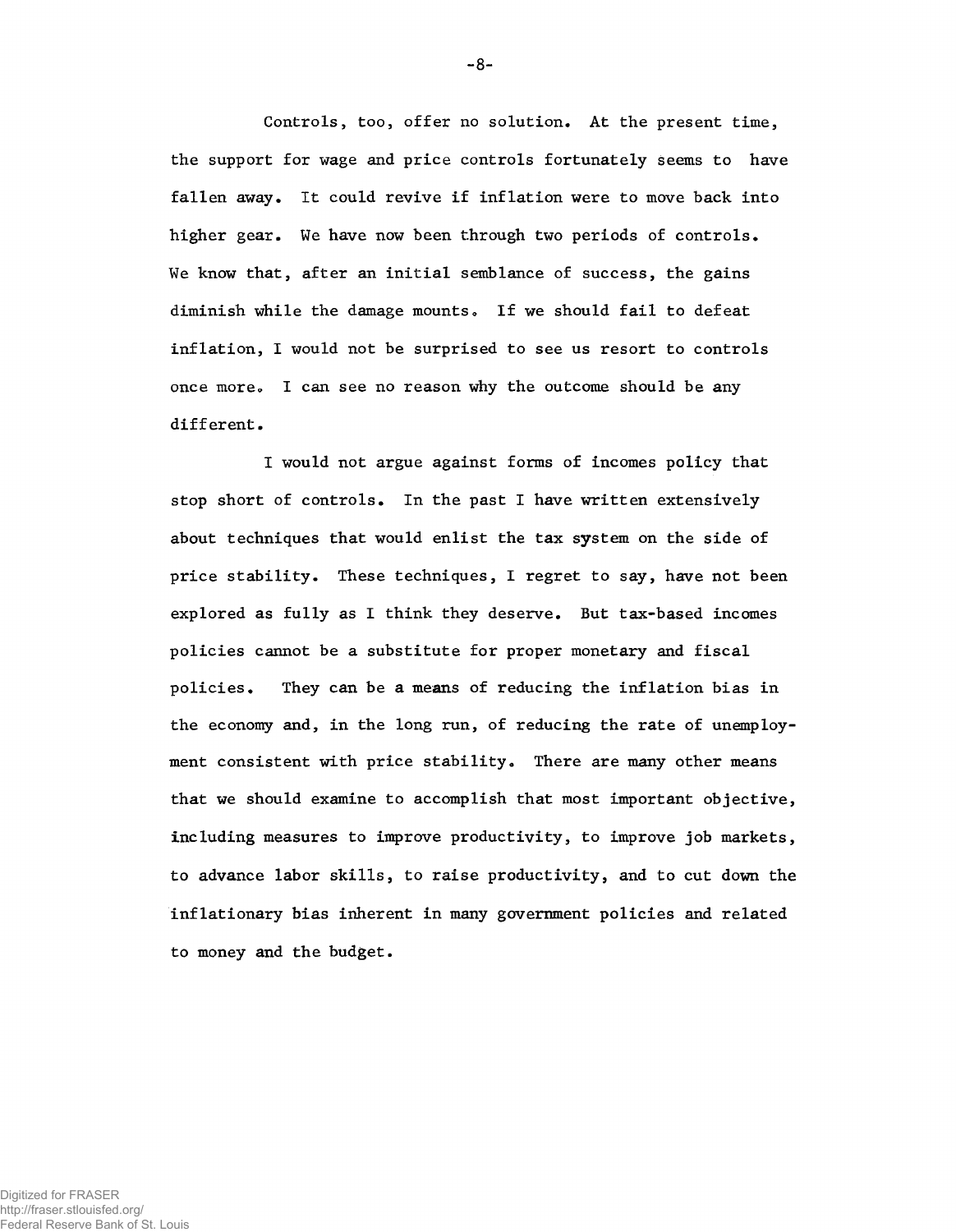Controls, too, offer no solution. At the present time, the support for wage and price controls fortunately seems to have fallen away. It could revive if inflation were to move back into higher gear. We have now been through two periods of controls. We know that, after an initial semblance of success, the gains diminish while the damage mounts. If we should fail to defeat inflation, I would not be surprised to see us resort to controls once more. I can see no reason why the outcome should be any different.

I would not argue against forms of incomes policy that stop short of controls. In the past I have written extensively about techniques that would enlist the tax system on the side of price stability. These techniques, I regret to say, have not been explored as fully as I think they deserve. But tax-based incomes policies cannot be a substitute for proper monetary and fiscal policies. They can be a means of reducing the inflation bias in the economy and, in the long run, of reducing the rate of unemployment consistent with price stability. There are many other means that we should examine to accomplish that most important objective, including measures to improve productivity, to improve job markets, to advance labor skills, to raise productivity, and to cut down the inflationary bias inherent in many government policies and related to money and the budget.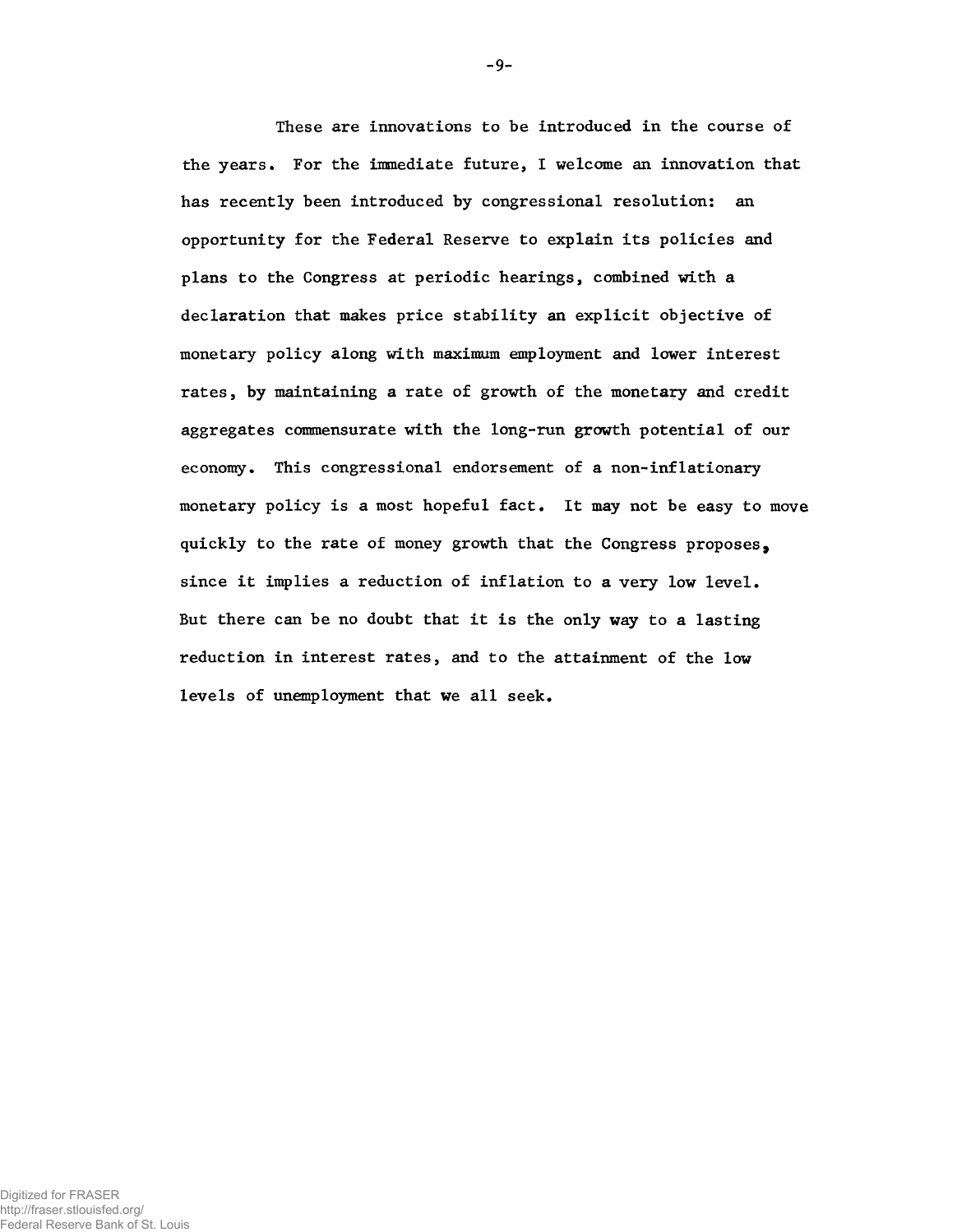These are innovations to be introduced in the course of the years. For the immediate future, I welcome an innovation that has recently been introduced by congressional resolution: an opportunity for the Federal Reserve to explain its policies and plans to the Congress at periodic hearings, combined with a declaration that makes price stability an explicit objective of monetary policy along with maximum employment and lower interest rates, by maintaining a rate of growth of the monetary and credit aggregates commensurate with the long-run growth potential of our economy. This congressional endorsement of a non-inflationary monetary policy is a most hopeful fact. It may not be easy to move quickly to the rate of money growth that the Congress proposes, since it implies a reduction of inflation to a very low level. But there can be no doubt that it is the only way to a lasting reduction in interest rates, and to the attainment of the low levels of unemployment that we all seek.